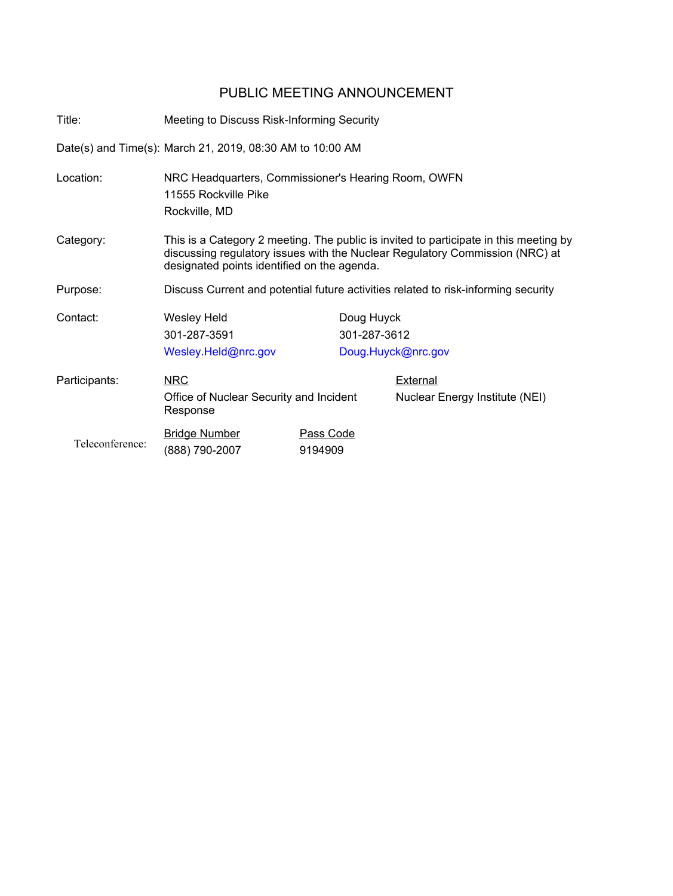# PUBLIC MEETING ANNOUNCEMENT

| | |
|---|---|
| Title: | Meeting to Discuss Risk-Informing Security |
| Date(s) and Time(s): | March 21, 2019, 08:30 AM to 10:00 AM |
| Location: | NRC Headquarters, Commissioner's Hearing Room, OWFN<br>11555 Rockville Pike<br>Rockville, MD |
| Category: | This is a Category 2 meeting. The public is invited to participate in this meeting by discussing regulatory issues with the Nuclear Regulatory Commission (NRC) at designated points identified on the agenda. |
| Purpose: | Discuss Current and potential future activities related to risk-informing security |

**Contact:**

| Wesley Held | Doug Huyck |
|---|---|
| 301-287-3591 | 301-287-3612 |
| Wesley.Held@nrc.gov | Doug.Huyck@nrc.gov |

**Participants:**

| NRC | External |
|---|---|
| Office of Nuclear Security and Incident Response | Nuclear Energy Institute (NEI) |

**Teleconference:**

| Bridge Number | Pass Code |
|---|---|
| (888) 790-2007 | 9194909 |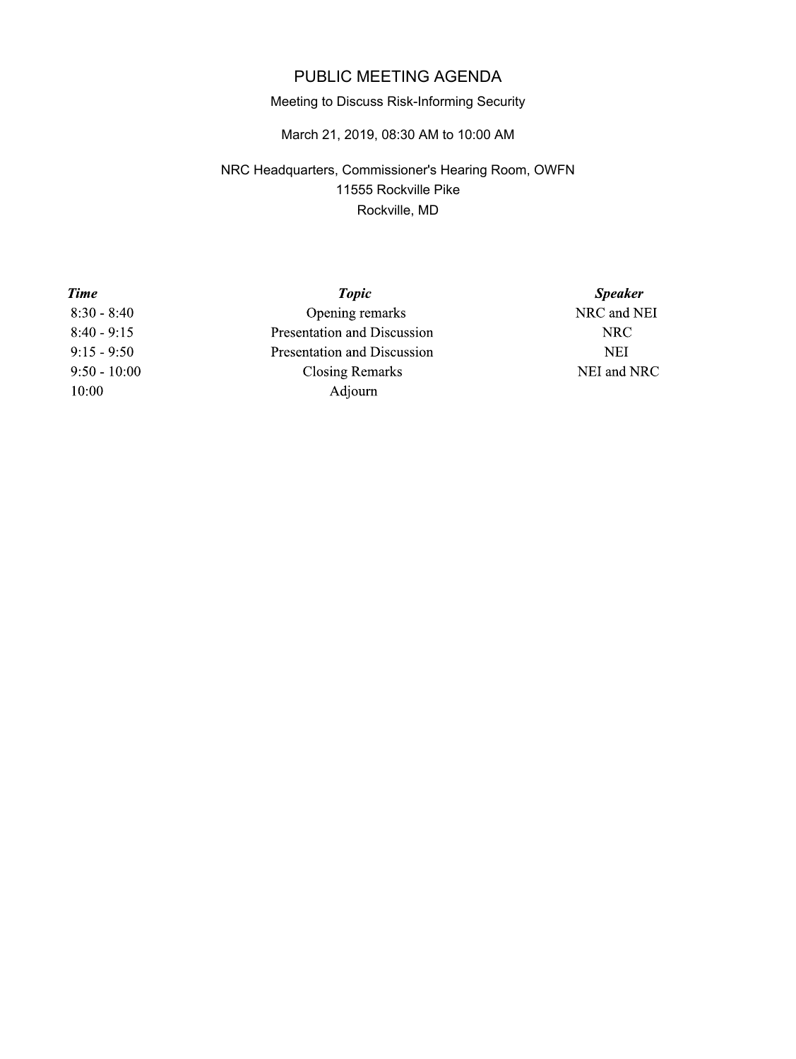# PUBLIC MEETING AGENDA

Meeting to Discuss Risk-Informing Security

March 21, 2019, 08:30 AM to 10:00 AM

NRC Headquarters, Commissioner's Hearing Room, OWFN
11555 Rockville Pike
Rockville, MD

| ***Time*** | ***Topic*** | ***Speaker*** |
| --- | --- | --- |
| 8:30 - 8:40 | Opening remarks | NRC and NEI |
| 8:40 - 9:15 | Presentation and Discussion | NRC |
| 9:15 - 9:50 | Presentation and Discussion | NEI |
| 9:50 - 10:00 | Closing Remarks | NEI and NRC |
| 10:00 | Adjourn | |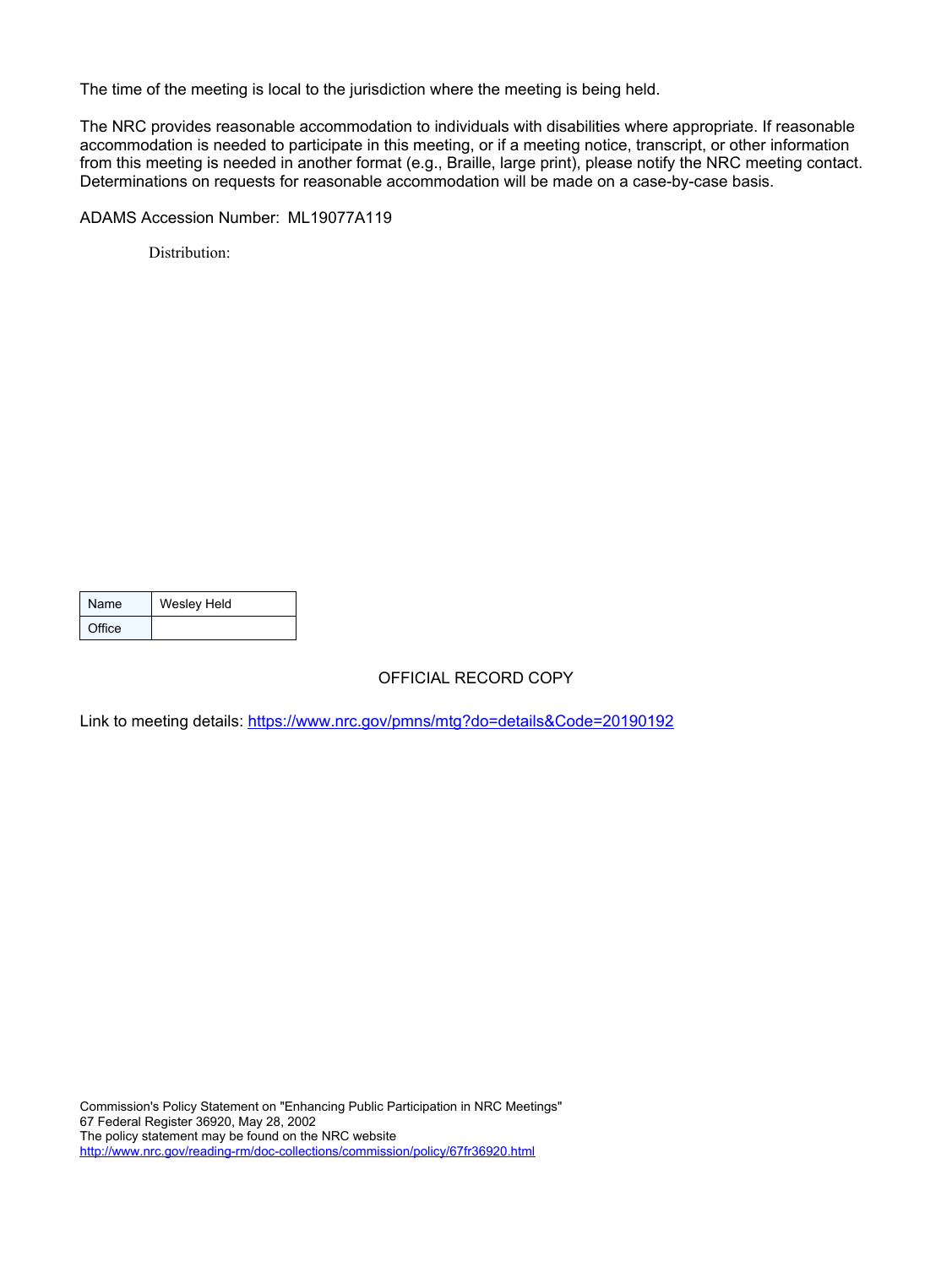The time of the meeting is local to the jurisdiction where the meeting is being held.

The NRC provides reasonable accommodation to individuals with disabilities where appropriate. If reasonable accommodation is needed to participate in this meeting, or if a meeting notice, transcript, or other information from this meeting is needed in another format (e.g., Braille, large print), please notify the NRC meeting contact. Determinations on requests for reasonable accommodation will be made on a case-by-case basis.

ADAMS Accession Number: ML19077A119

Distribution:

| | |
|---|---|
| Name | Wesley Held |
| Office | |

OFFICIAL RECORD COPY

Link to meeting details: https://www.nrc.gov/pmns/mtg?do=details&Code=20190192

Commission's Policy Statement on "Enhancing Public Participation in NRC Meetings"
67 Federal Register 36920, May 28, 2002
The policy statement may be found on the NRC website
http://www.nrc.gov/reading-rm/doc-collections/commission/policy/67fr36920.html